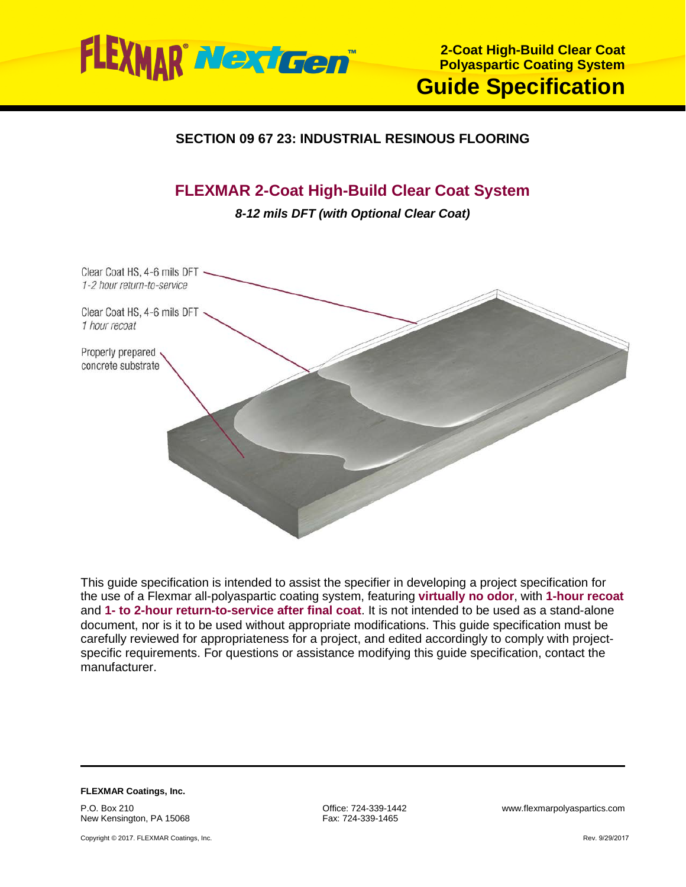**2-Coat High-Build Clear Coat Polyaspartic Coating System**

# Guide Specification

## SECTION 09 67 23: INDUSTRIAL RESINOUS FLOORING

## FLEXMAR 2-Coat High-Build Clear Coat System

***8-12 mils DFT (with Optional Clear Coat)***

Clear Coat HS, 4-6 mils DFT
*1-2 hour return-to-service*

Clear Coat HS, 4-6 mils DFT
*1 hour recoat*

Properly prepared concrete substrate

This guide specification is intended to assist the specifier in developing a project specification for the use of a Flexmar all-polyaspartic coating system, featuring **virtually no odor**, with **1-hour recoat** and **1- to 2-hour return-to-service after final coat**. It is not intended to be used as a stand-alone document, nor is it to be used without appropriate modifications. This guide specification must be carefully reviewed for appropriateness for a project, and edited accordingly to comply with project-specific requirements. For questions or assistance modifying this guide specification, contact the manufacturer.

**FLEXMAR Coatings, Inc.**

P.O. Box 210
New Kensington, PA 15068

Office: 724-339-1442
Fax: 724-339-1465

www.flexmarpolyaspartics.com

Copyright © 2017. FLEXMAR Coatings, Inc.

Rev. 9/29/2017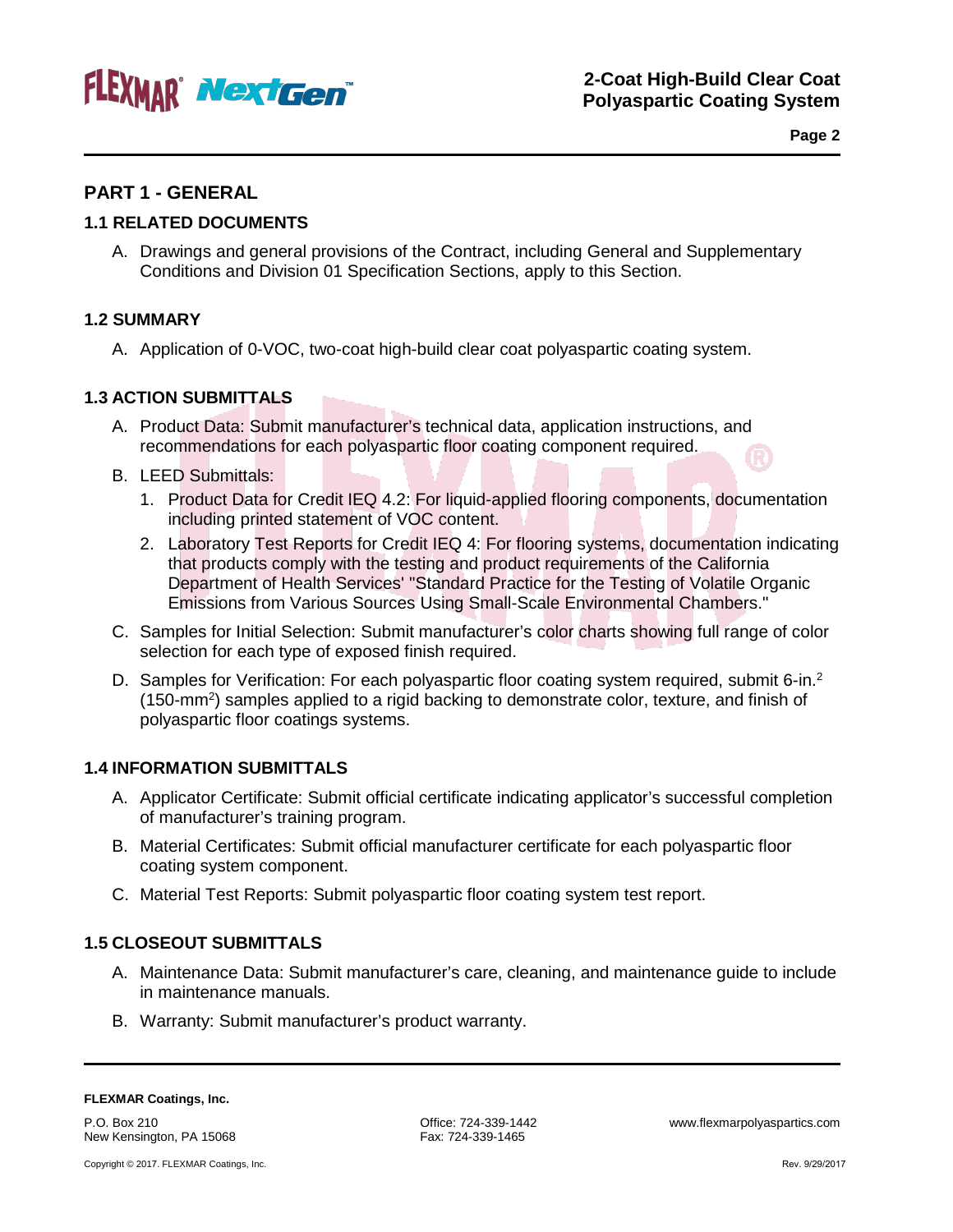## PART 1 - GENERAL

### 1.1 RELATED DOCUMENTS

A. Drawings and general provisions of the Contract, including General and Supplementary Conditions and Division 01 Specification Sections, apply to this Section.

### 1.2 SUMMARY

A. Application of 0-VOC, two-coat high-build clear coat polyaspartic coating system.

### 1.3 ACTION SUBMITTALS

A. Product Data: Submit manufacturer's technical data, application instructions, and recommendations for each polyaspartic floor coating component required.

B. LEED Submittals:

1. Product Data for Credit IEQ 4.2: For liquid-applied flooring components, documentation including printed statement of VOC content.
2. Laboratory Test Reports for Credit IEQ 4: For flooring systems, documentation indicating that products comply with the testing and product requirements of the California Department of Health Services' "Standard Practice for the Testing of Volatile Organic Emissions from Various Sources Using Small-Scale Environmental Chambers."

C. Samples for Initial Selection: Submit manufacturer's color charts showing full range of color selection for each type of exposed finish required.

D. Samples for Verification: For each polyaspartic floor coating system required, submit 6-in.$^2$ (150-mm$^2$) samples applied to a rigid backing to demonstrate color, texture, and finish of polyaspartic floor coatings systems.

### 1.4 INFORMATION SUBMITTALS

A. Applicator Certificate: Submit official certificate indicating applicator's successful completion of manufacturer's training program.

B. Material Certificates: Submit official manufacturer certificate for each polyaspartic floor coating system component.

C. Material Test Reports: Submit polyaspartic floor coating system test report.

### 1.5 CLOSEOUT SUBMITTALS

A. Maintenance Data: Submit manufacturer's care, cleaning, and maintenance guide to include in maintenance manuals.

B. Warranty: Submit manufacturer's product warranty.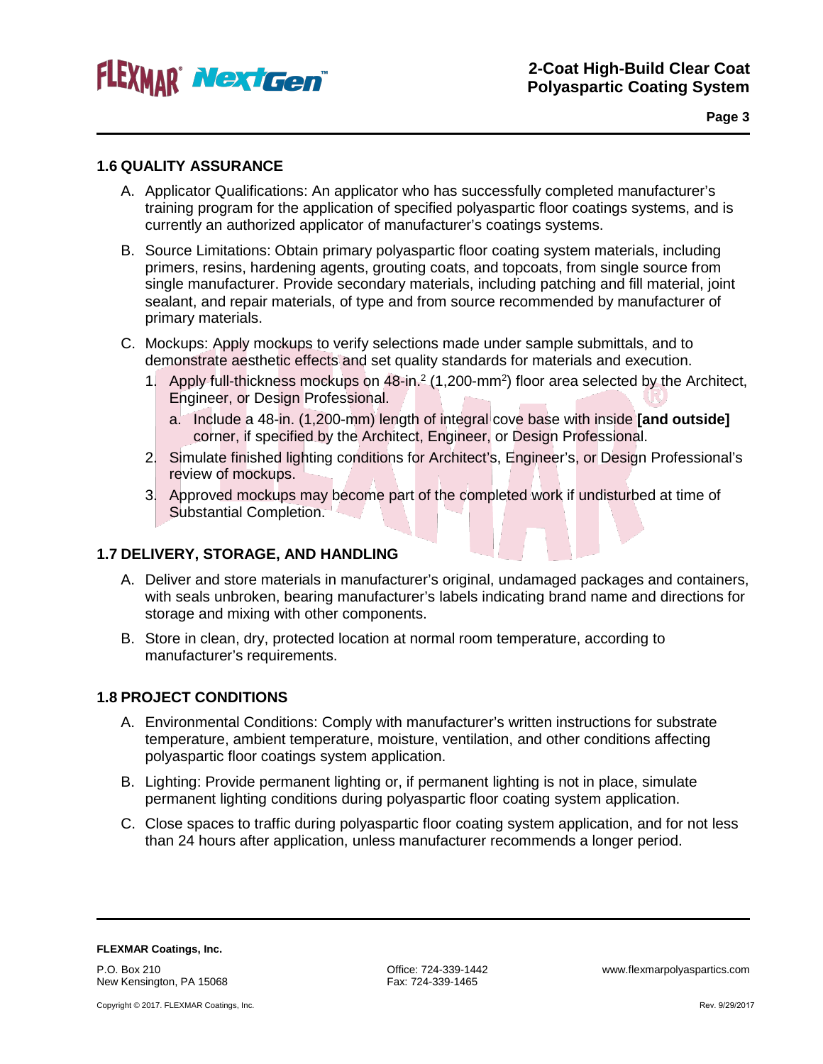## 1.6 QUALITY ASSURANCE

A. Applicator Qualifications: An applicator who has successfully completed manufacturer's training program for the application of specified polyaspartic floor coatings systems, and is currently an authorized applicator of manufacturer's coatings systems.

B. Source Limitations: Obtain primary polyaspartic floor coating system materials, including primers, resins, hardening agents, grouting coats, and topcoats, from single source from single manufacturer. Provide secondary materials, including patching and fill material, joint sealant, and repair materials, of type and from source recommended by manufacturer of primary materials.

C. Mockups: Apply mockups to verify selections made under sample submittals, and to demonstrate aesthetic effects and set quality standards for materials and execution.

   1. Apply full-thickness mockups on 48-in.$^2$ (1,200-mm$^2$) floor area selected by the Architect, Engineer, or Design Professional.

      a. Include a 48-in. (1,200-mm) length of integral cove base with inside **[and outside]** corner, if specified by the Architect, Engineer, or Design Professional.

   2. Simulate finished lighting conditions for Architect's, Engineer's, or Design Professional's review of mockups.

   3. Approved mockups may become part of the completed work if undisturbed at time of Substantial Completion.

## 1.7 DELIVERY, STORAGE, AND HANDLING

A. Deliver and store materials in manufacturer's original, undamaged packages and containers, with seals unbroken, bearing manufacturer's labels indicating brand name and directions for storage and mixing with other components.

B. Store in clean, dry, protected location at normal room temperature, according to manufacturer's requirements.

## 1.8 PROJECT CONDITIONS

A. Environmental Conditions: Comply with manufacturer's written instructions for substrate temperature, ambient temperature, moisture, ventilation, and other conditions affecting polyaspartic floor coatings system application.

B. Lighting: Provide permanent lighting or, if permanent lighting is not in place, simulate permanent lighting conditions during polyaspartic floor coating system application.

C. Close spaces to traffic during polyaspartic floor coating system application, and for not less than 24 hours after application, unless manufacturer recommends a longer period.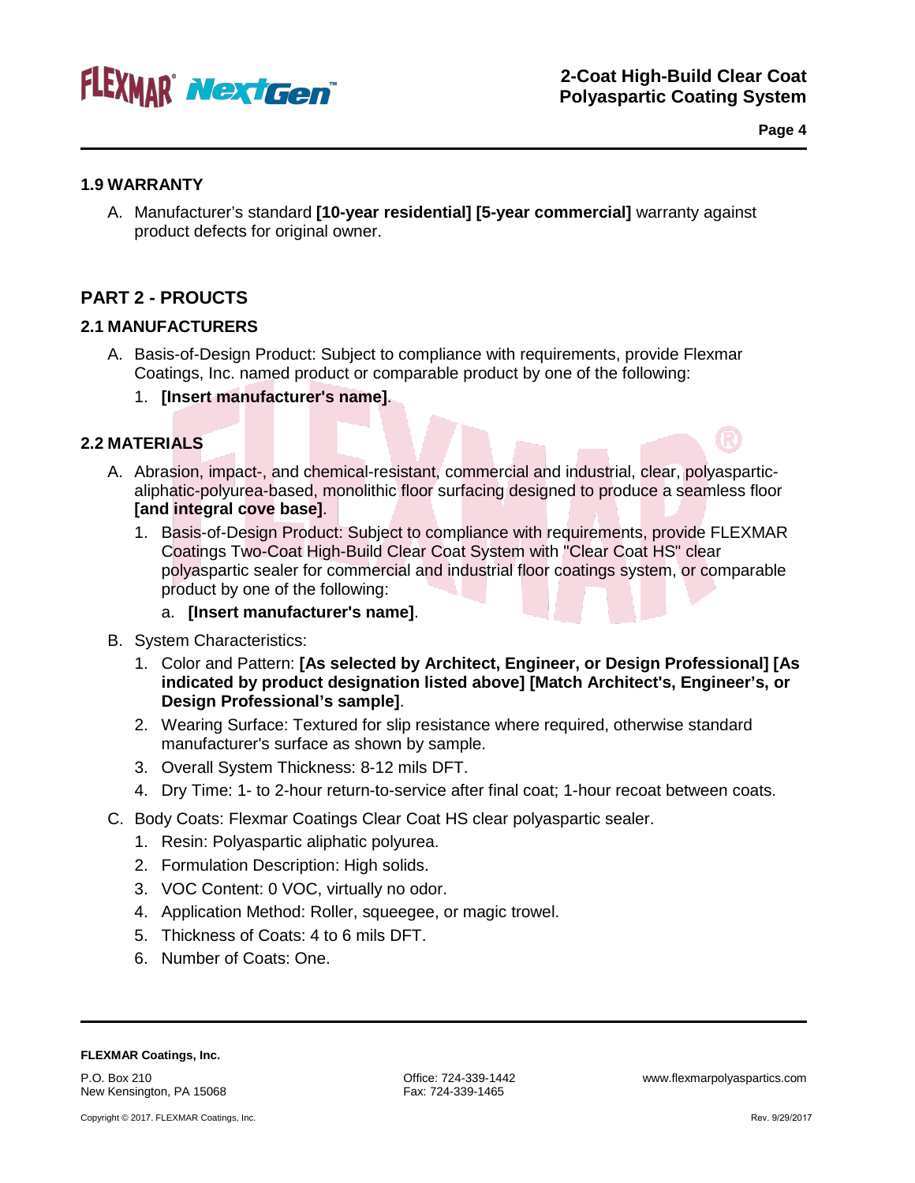## 1.9 WARRANTY

A. Manufacturer's standard **[10-year residential] [5-year commercial]** warranty against product defects for original owner.

# PART 2 - PROUCTS

## 2.1 MANUFACTURERS

A. Basis-of-Design Product: Subject to compliance with requirements, provide Flexmar Coatings, Inc. named product or comparable product by one of the following:

   1. **[Insert manufacturer's name]**.

## 2.2 MATERIALS

A. Abrasion, impact-, and chemical-resistant, commercial and industrial, clear, polyaspartic-aliphatic-polyurea-based, monolithic floor surfacing designed to produce a seamless floor **[and integral cove base]**.

   1. Basis-of-Design Product: Subject to compliance with requirements, provide FLEXMAR Coatings Two-Coat High-Build Clear Coat System with "Clear Coat HS" clear polyaspartic sealer for commercial and industrial floor coatings system, or comparable product by one of the following:

      a. **[Insert manufacturer's name]**.

B. System Characteristics:

   1. Color and Pattern: **[As selected by Architect, Engineer, or Design Professional] [As indicated by product designation listed above] [Match Architect's, Engineer's, or Design Professional's sample]**.
   2. Wearing Surface: Textured for slip resistance where required, otherwise standard manufacturer's surface as shown by sample.
   3. Overall System Thickness: 8-12 mils DFT.
   4. Dry Time: 1- to 2-hour return-to-service after final coat; 1-hour recoat between coats.

C. Body Coats: Flexmar Coatings Clear Coat HS clear polyaspartic sealer.

   1. Resin: Polyaspartic aliphatic polyurea.
   2. Formulation Description: High solids.
   3. VOC Content: 0 VOC, virtually no odor.
   4. Application Method: Roller, squeegee, or magic trowel.
   5. Thickness of Coats: 4 to 6 mils DFT.
   6. Number of Coats: One.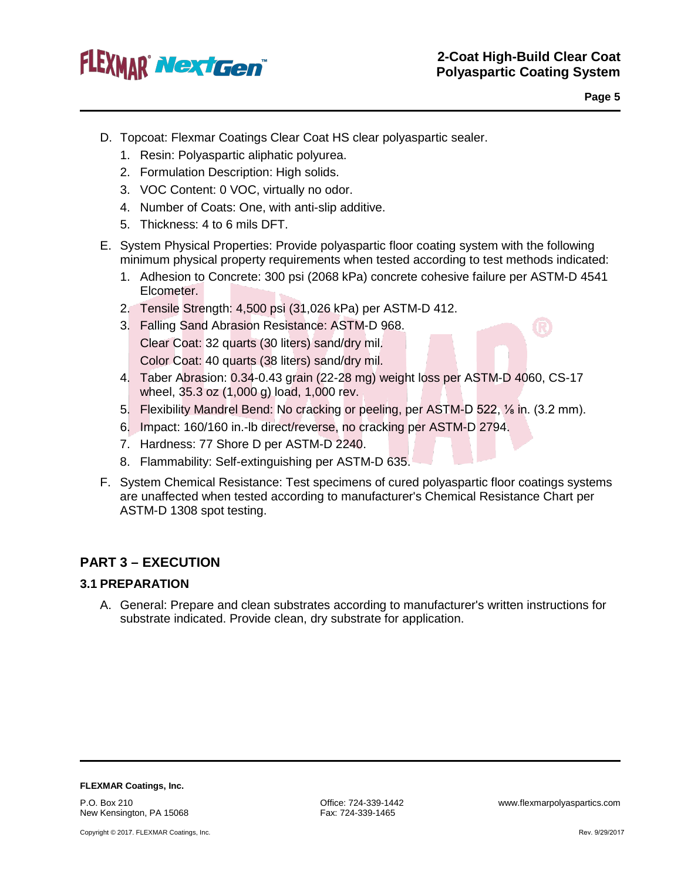D. Topcoat: Flexmar Coatings Clear Coat HS clear polyaspartic sealer.
   1. Resin: Polyaspartic aliphatic polyurea.
   2. Formulation Description: High solids.
   3. VOC Content: 0 VOC, virtually no odor.
   4. Number of Coats: One, with anti-slip additive.
   5. Thickness: 4 to 6 mils DFT.

E. System Physical Properties: Provide polyaspartic floor coating system with the following minimum physical property requirements when tested according to test methods indicated:
   1. Adhesion to Concrete: 300 psi (2068 kPa) concrete cohesive failure per ASTM-D 4541 Elcometer.
   2. Tensile Strength: 4,500 psi (31,026 kPa) per ASTM-D 412.
   3. Falling Sand Abrasion Resistance: ASTM-D 968.
      Clear Coat: 32 quarts (30 liters) sand/dry mil.
      Color Coat: 40 quarts (38 liters) sand/dry mil.
   4. Taber Abrasion: 0.34-0.43 grain (22-28 mg) weight loss per ASTM-D 4060, CS-17 wheel, 35.3 oz (1,000 g) load, 1,000 rev.
   5. Flexibility Mandrel Bend: No cracking or peeling, per ASTM-D 522, ⅛ in. (3.2 mm).
   6. Impact: 160/160 in.-lb direct/reverse, no cracking per ASTM-D 2794.
   7. Hardness: 77 Shore D per ASTM-D 2240.
   8. Flammability: Self-extinguishing per ASTM-D 635.

F. System Chemical Resistance: Test specimens of cured polyaspartic floor coatings systems are unaffected when tested according to manufacturer's Chemical Resistance Chart per ASTM-D 1308 spot testing.

## PART 3 – EXECUTION

### 3.1 PREPARATION

A. General: Prepare and clean substrates according to manufacturer's written instructions for substrate indicated. Provide clean, dry substrate for application.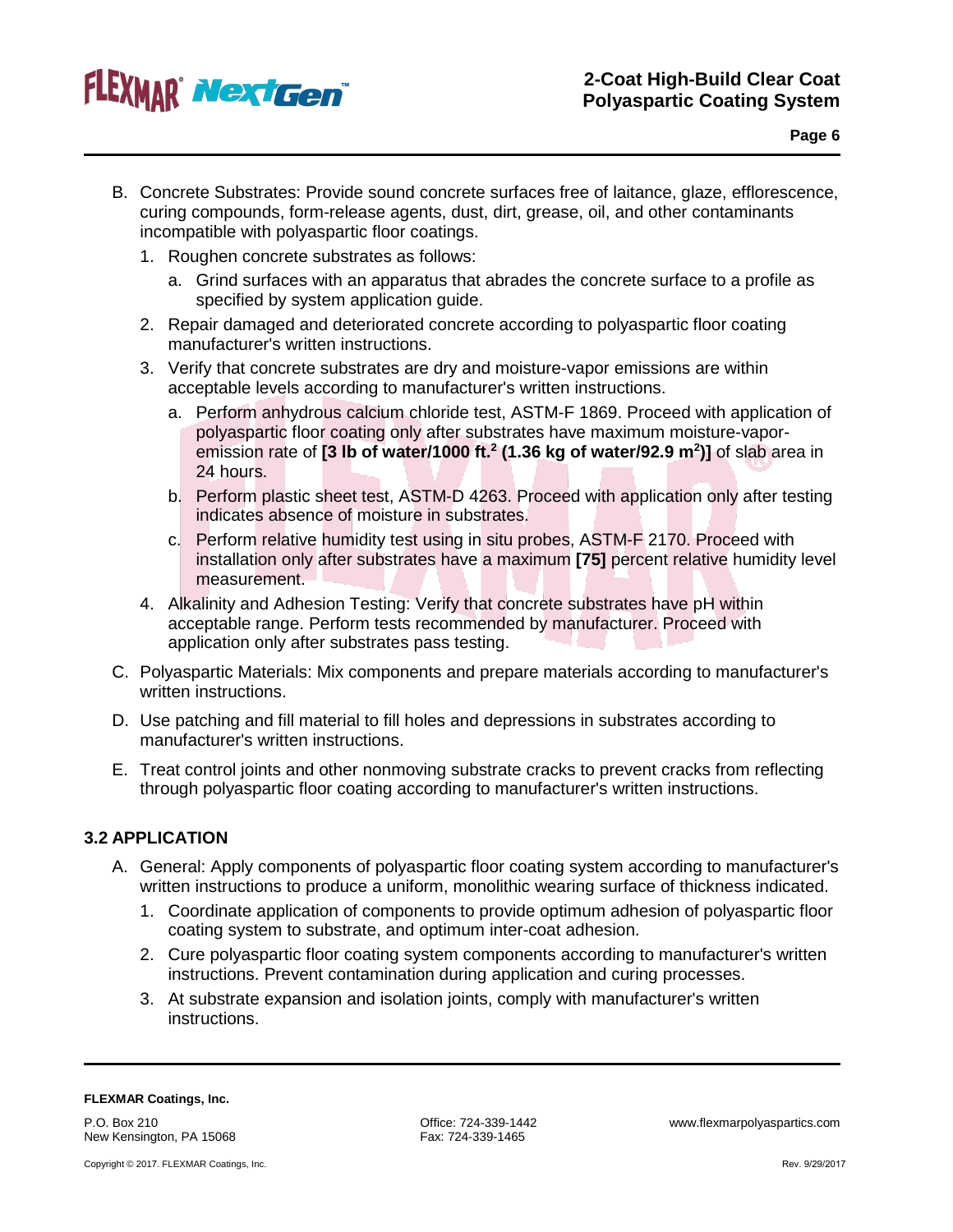B. Concrete Substrates: Provide sound concrete surfaces free of laitance, glaze, efflorescence, curing compounds, form-release agents, dust, dirt, grease, oil, and other contaminants incompatible with polyaspartic floor coatings.

   1. Roughen concrete substrates as follows:
      a. Grind surfaces with an apparatus that abrades the concrete surface to a profile as specified by system application guide.
   2. Repair damaged and deteriorated concrete according to polyaspartic floor coating manufacturer's written instructions.
   3. Verify that concrete substrates are dry and moisture-vapor emissions are within acceptable levels according to manufacturer's written instructions.
      a. Perform anhydrous calcium chloride test, ASTM-F 1869. Proceed with application of polyaspartic floor coating only after substrates have maximum moisture-vapor-emission rate of **[3 lb of water/1000 ft.$^2$ (1.36 kg of water/92.9 m$^2$)]** of slab area in 24 hours.
      b. Perform plastic sheet test, ASTM-D 4263. Proceed with application only after testing indicates absence of moisture in substrates.
      c. Perform relative humidity test using in situ probes, ASTM-F 2170. Proceed with installation only after substrates have a maximum **[75]** percent relative humidity level measurement.
   4. Alkalinity and Adhesion Testing: Verify that concrete substrates have pH within acceptable range. Perform tests recommended by manufacturer. Proceed with application only after substrates pass testing.

C. Polyaspartic Materials: Mix components and prepare materials according to manufacturer's written instructions.

D. Use patching and fill material to fill holes and depressions in substrates according to manufacturer's written instructions.

E. Treat control joints and other nonmoving substrate cracks to prevent cracks from reflecting through polyaspartic floor coating according to manufacturer's written instructions.

## 3.2 APPLICATION

A. General: Apply components of polyaspartic floor coating system according to manufacturer's written instructions to produce a uniform, monolithic wearing surface of thickness indicated.

   1. Coordinate application of components to provide optimum adhesion of polyaspartic floor coating system to substrate, and optimum inter-coat adhesion.
   2. Cure polyaspartic floor coating system components according to manufacturer's written instructions. Prevent contamination during application and curing processes.
   3. At substrate expansion and isolation joints, comply with manufacturer's written instructions.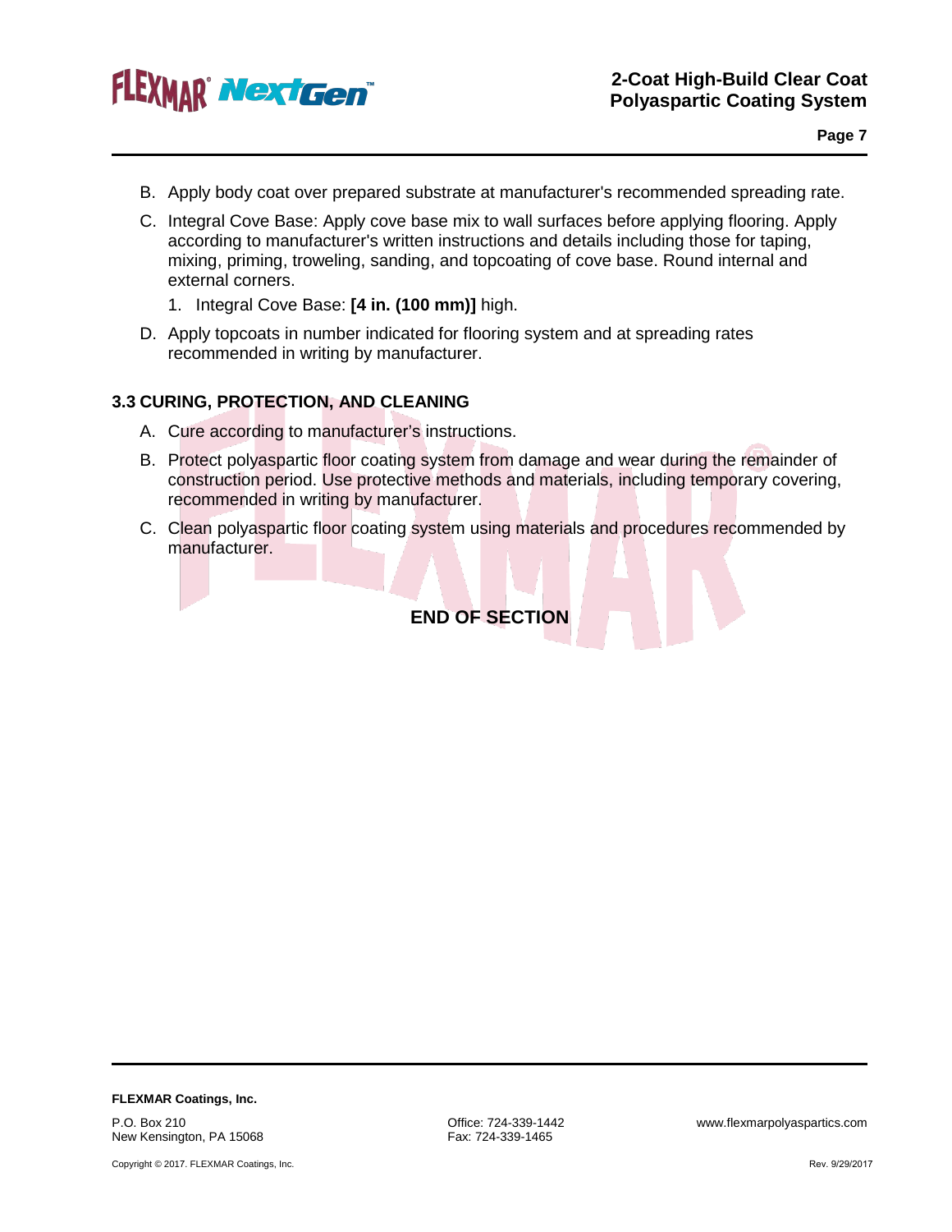B. Apply body coat over prepared substrate at manufacturer's recommended spreading rate.

C. Integral Cove Base: Apply cove base mix to wall surfaces before applying flooring. Apply according to manufacturer's written instructions and details including those for taping, mixing, priming, troweling, sanding, and topcoating of cove base. Round internal and external corners.

   1. Integral Cove Base: **[4 in. (100 mm)]** high.

D. Apply topcoats in number indicated for flooring system and at spreading rates recommended in writing by manufacturer.

### 3.3 CURING, PROTECTION, AND CLEANING

A. Cure according to manufacturer's instructions.

B. Protect polyaspartic floor coating system from damage and wear during the remainder of construction period. Use protective methods and materials, including temporary covering, recommended in writing by manufacturer.

C. Clean polyaspartic floor coating system using materials and procedures recommended by manufacturer.

**END OF SECTION**